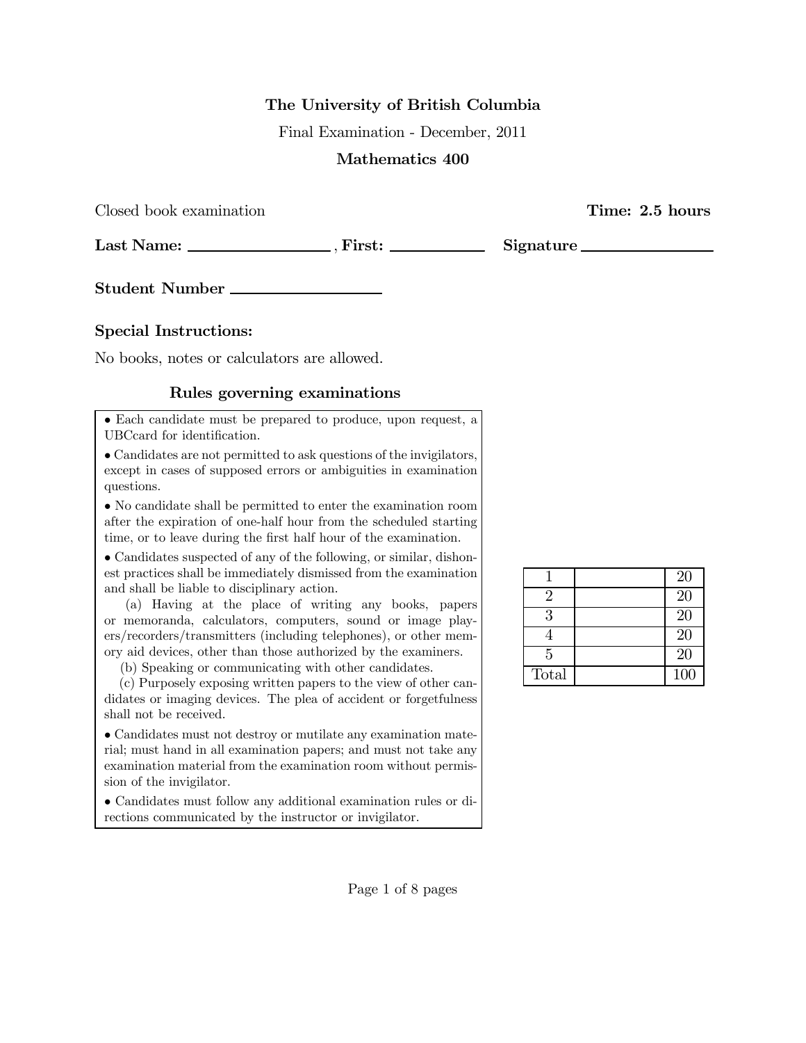**The University of British Columbia**

Final Examination - December, 2011

**Mathematics 400**

Closed book examination **Time: 2.5 hours**

**Last Name:** ________________ , **First:** ____________ **Signature** ________________

**Student Number** ________________

### Special Instructions:

No books, notes or calculators are allowed.

### Rules governing examinations

- Each candidate must be prepared to produce, upon request, a UBCcard for identification.
- Candidates are not permitted to ask questions of the invigilators, except in cases of supposed errors or ambiguities in examination questions.
- No candidate shall be permitted to enter the examination room after the expiration of one-half hour from the scheduled starting time, or to leave during the first half hour of the examination.
- Candidates suspected of any of the following, or similar, dishonest practices shall be immediately dismissed from the examination and shall be liable to disciplinary action.
  (a) Having at the place of writing any books, papers or memoranda, calculators, computers, sound or image players/recorders/transmitters (including telephones), or other memory aid devices, other than those authorized by the examiners.
  (b) Speaking or communicating with other candidates.
  (c) Purposely exposing written papers to the view of other candidates or imaging devices. The plea of accident or forgetfulness shall not be received.
- Candidates must not destroy or mutilate any examination material; must hand in all examination papers; and must not take any examination material from the examination room without permission of the invigilator.
- Candidates must follow any additional examination rules or directions communicated by the instructor or invigilator.

| | | |
|---|---|---|
| 1 | | 20 |
| 2 | | 20 |
| 3 | | 20 |
| 4 | | 20 |
| 5 | | 20 |
| Total | | 100 |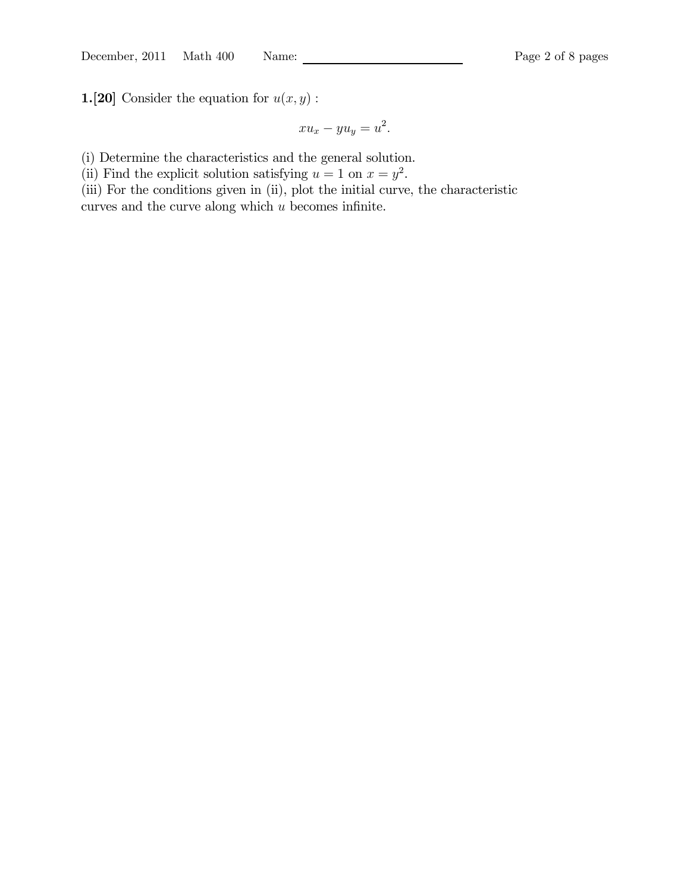**1.[20]** Consider the equation for $u(x, y)$ :

$$xu_x - yu_y = u^2.$$

(i) Determine the characteristics and the general solution.
(ii) Find the explicit solution satisfying $u = 1$ on $x = y^2$.
(iii) For the conditions given in (ii), plot the initial curve, the characteristic curves and the curve along which $u$ becomes infinite.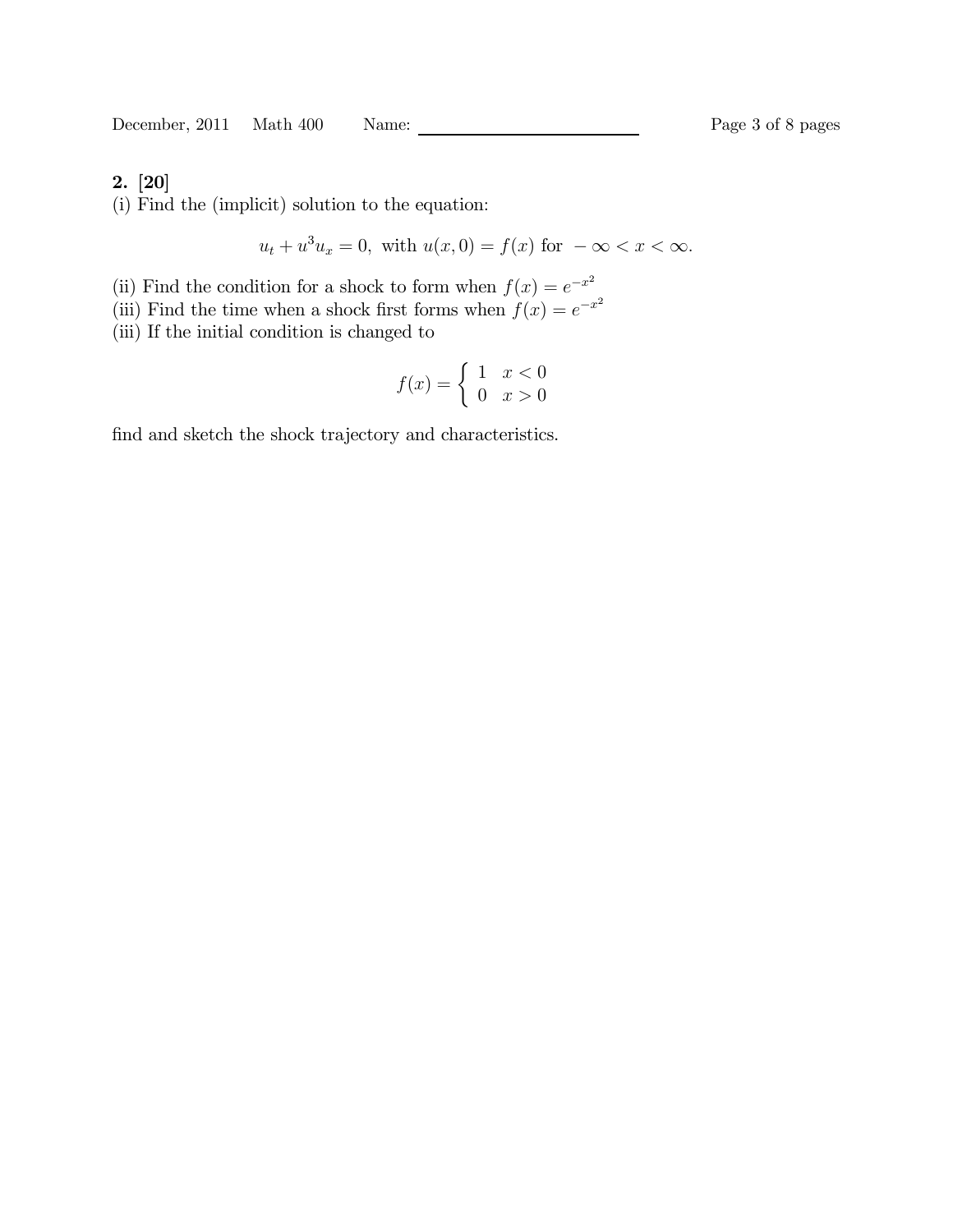**2. [20]**

(i) Find the (implicit) solution to the equation:

$$u_t + u^3 u_x = 0, \text{ with } u(x, 0) = f(x) \text{ for } -\infty < x < \infty.$$

(ii) Find the condition for a shock to form when $f(x) = e^{-x^2}$

(iii) Find the time when a shock first forms when $f(x) = e^{-x^2}$

(iii) If the initial condition is changed to

$$f(x) = \begin{cases} 1 & x < 0 \\ 0 & x > 0 \end{cases}$$

find and sketch the shock trajectory and characteristics.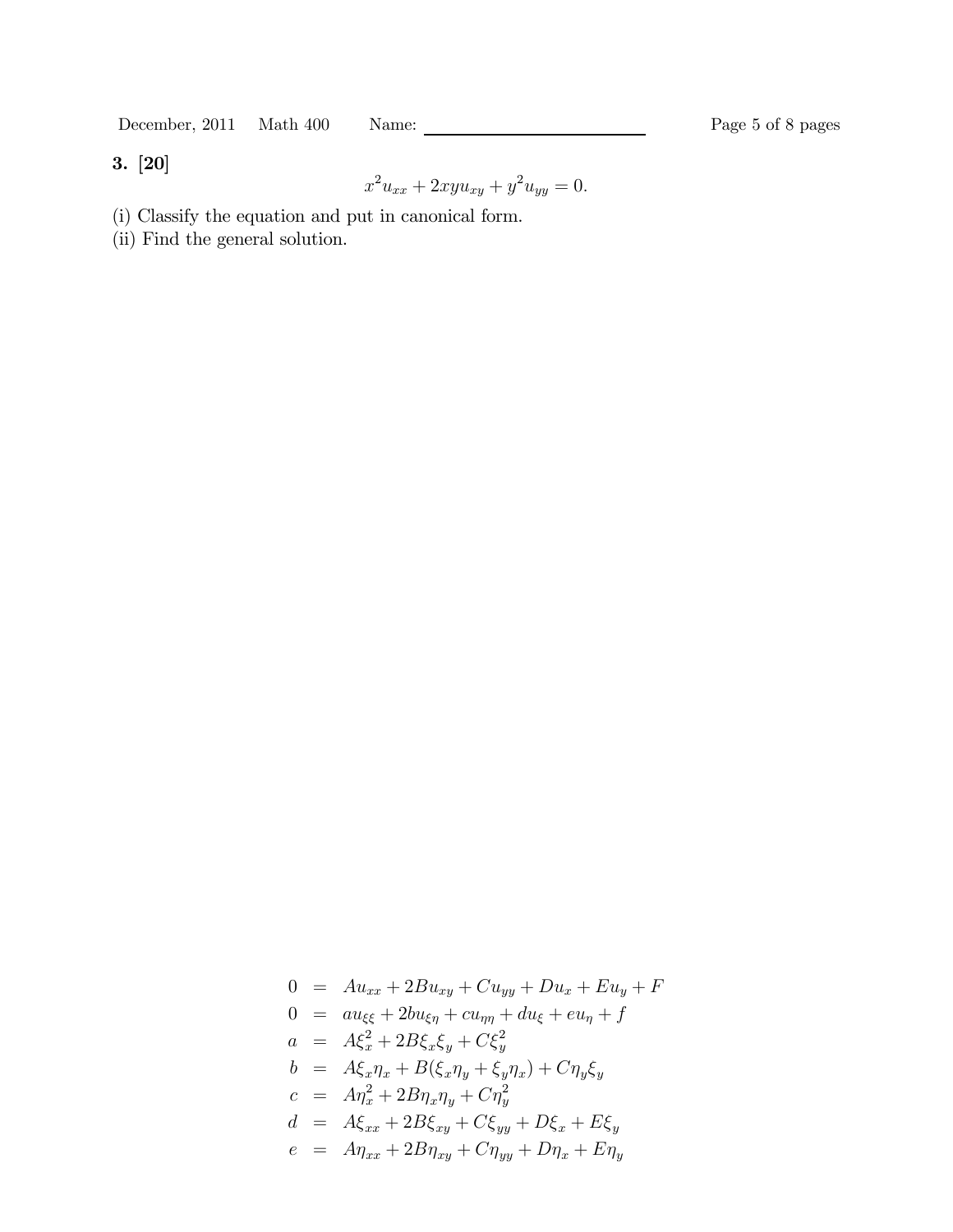**3. [20]**

$$x^2u_{xx} + 2xyu_{xy} + y^2u_{yy} = 0.$$

(i) Classify the equation and put in canonical form.

(ii) Find the general solution.

$$
\begin{aligned}
0 &= Au_{xx} + 2Bu_{xy} + Cu_{yy} + Du_x + Eu_y + F \\
0 &= au_{\xi\xi} + 2bu_{\xi\eta} + cu_{\eta\eta} + du_\xi + eu_\eta + f \\
a &= A\xi_x^2 + 2B\xi_x\xi_y + C\xi_y^2 \\
b &= A\xi_x\eta_x + B(\xi_x\eta_y + \xi_y\eta_x) + C\eta_y\xi_y \\
c &= A\eta_x^2 + 2B\eta_x\eta_y + C\eta_y^2 \\
d &= A\xi_{xx} + 2B\xi_{xy} + C\xi_{yy} + D\xi_x + E\xi_y \\
e &= A\eta_{xx} + 2B\eta_{xy} + C\eta_{yy} + D\eta_x + E\eta_y
\end{aligned}
$$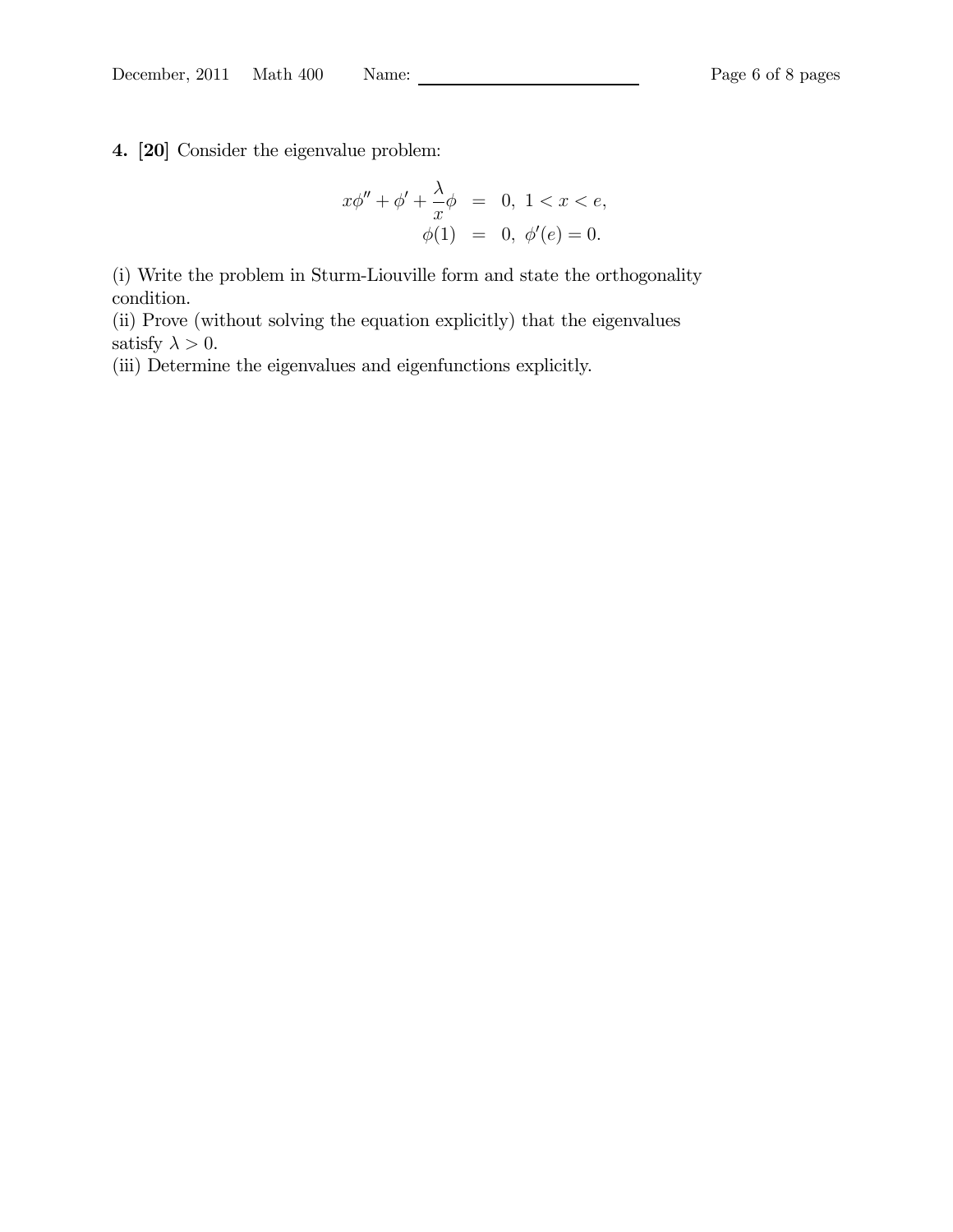**4. [20]** Consider the eigenvalue problem:

$$
\begin{aligned}
x\phi'' + \phi' + \frac{\lambda}{x}\phi &= 0, \; 1 < x < e, \\
\phi(1) &= 0, \; \phi'(e) = 0.
\end{aligned}
$$

(i) Write the problem in Sturm-Liouville form and state the orthogonality condition.
(ii) Prove (without solving the equation explicitly) that the eigenvalues satisfy $\lambda > 0$.
(iii) Determine the eigenvalues and eigenfunctions explicitly.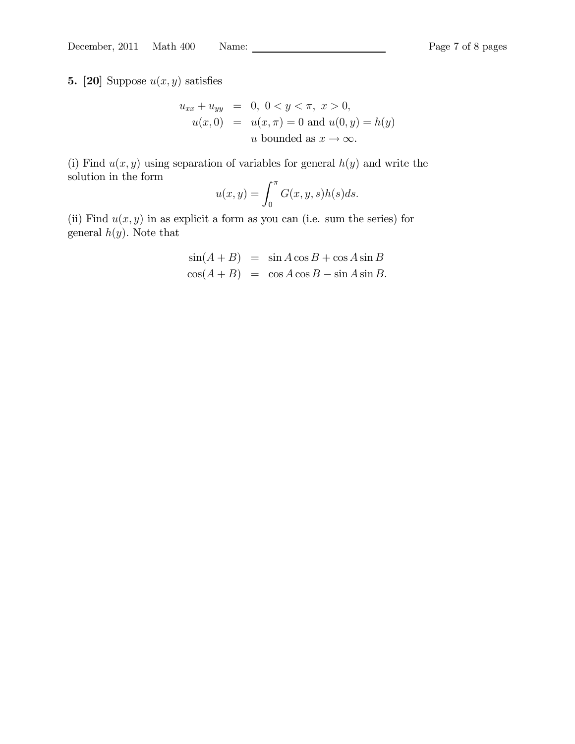**5. [20]** Suppose $u(x, y)$ satisfies

$$
\begin{aligned}
u_{xx} + u_{yy} &= 0, \ 0 < y < \pi, \ x > 0, \\
u(x, 0) &= u(x, \pi) = 0 \text{ and } u(0, y) = h(y) \\
& \quad u \text{ bounded as } x \to \infty.
\end{aligned}
$$

(i) Find $u(x, y)$ using separation of variables for general $h(y)$ and write the solution in the form

$$u(x, y) = \int_0^\pi G(x, y, s) h(s) ds.$$

(ii) Find $u(x, y)$ in as explicit a form as you can (i.e. sum the series) for general $h(y)$. Note that

$$
\begin{aligned}
\sin(A + B) &= \sin A \cos B + \cos A \sin B \\
\cos(A + B) &= \cos A \cos B - \sin A \sin B.
\end{aligned}
$$